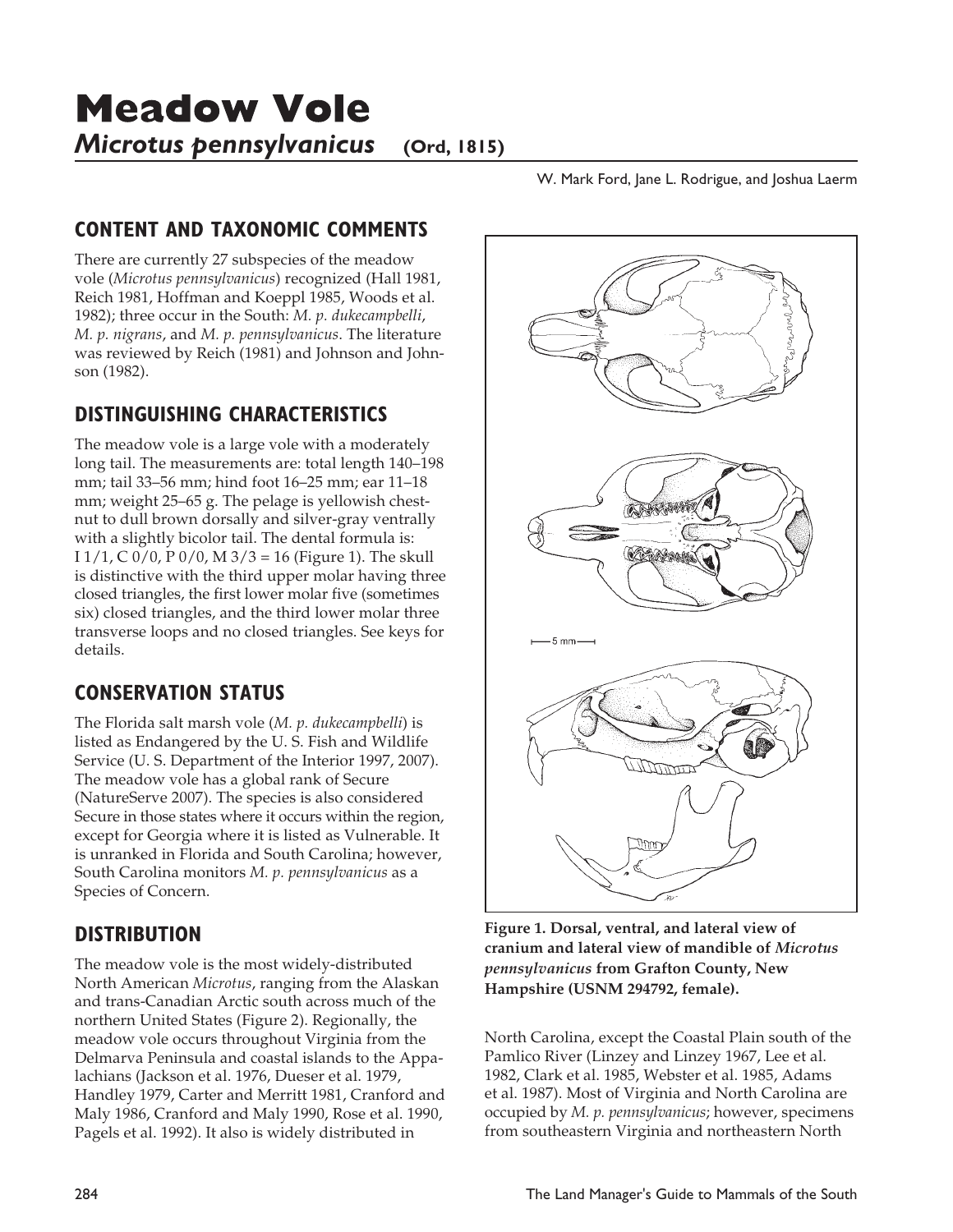# Meadow Vole

## *Microtus pennsylvanicus* (Ord, 1815)

W. Mark Ford, Jane L. Rodrigue, and Joshua Laerm

## CONTENT AND TAXONOMIC COMMENTS

There are currently 27 subspecies of the meadow vole (*Microtus pennsylvanicus*) recognized (Hall 1981, Reich 1981, Hoffman and Koeppl 1985, Woods et al. 1982); three occur in the South: *M. p. dukecampbelli*, *M. p. nigrans*, and *M. p. pennsylvanicus*. The literature was reviewed by Reich (1981) and Johnson and Johnson (1982).

## DISTINGUISHING CHARACTERISTICS

The meadow vole is a large vole with a moderately long tail. The measurements are: total length 140–198 mm; tail 33–56 mm; hind foot 16–25 mm; ear 11–18 mm; weight 25–65 g. The pelage is yellowish chestnut to dull brown dorsally and silver-gray ventrally with a slightly bicolor tail. The dental formula is: I 1/1, C 0/0, P 0/0, M 3/3 = 16 (Figure 1). The skull is distinctive with the third upper molar having three closed triangles, the first lower molar five (sometimes six) closed triangles, and the third lower molar three transverse loops and no closed triangles. See keys for details.

## CONSERVATION STATUS

The Florida salt marsh vole (*M. p. dukecampbelli*) is listed as Endangered by the U. S. Fish and Wildlife Service (U. S. Department of the Interior 1997, 2007). The meadow vole has a global rank of Secure (NatureServe 2007). The species is also considered Secure in those states where it occurs within the region, except for Georgia where it is listed as Vulnerable. It is unranked in Florida and South Carolina; however, South Carolina monitors *M. p. pennsylvanicus* as a Species of Concern.

## DISTRIBUTION

The meadow vole is the most widely-distributed North American *Microtus*, ranging from the Alaskan and trans-Canadian Arctic south across much of the northern United States (Figure 2). Regionally, the meadow vole occurs throughout Virginia from the Delmarva Peninsula and coastal islands to the Appalachians (Jackson et al. 1976, Dueser et al. 1979, Handley 1979, Carter and Merritt 1981, Cranford and Maly 1986, Cranford and Maly 1990, Rose et al. 1990, Pagels et al. 1992). It also is widely distributed in North Carolina, except the Coastal Plain south of the Pamlico River (Linzey and Linzey 1967, Lee et al. 1982, Clark et al. 1985, Webster et al. 1985, Adams et al. 1987). Most of Virginia and North Carolina are occupied by *M. p. pennsylvanicus*; however, specimens from southeastern Virginia and northeastern North

5 mm

**Figure 1. Dorsal, ventral, and lateral view of cranium and lateral view of mandible of *Microtus pennsylvanicus* from Grafton County, New Hampshire (USNM 294792, female).**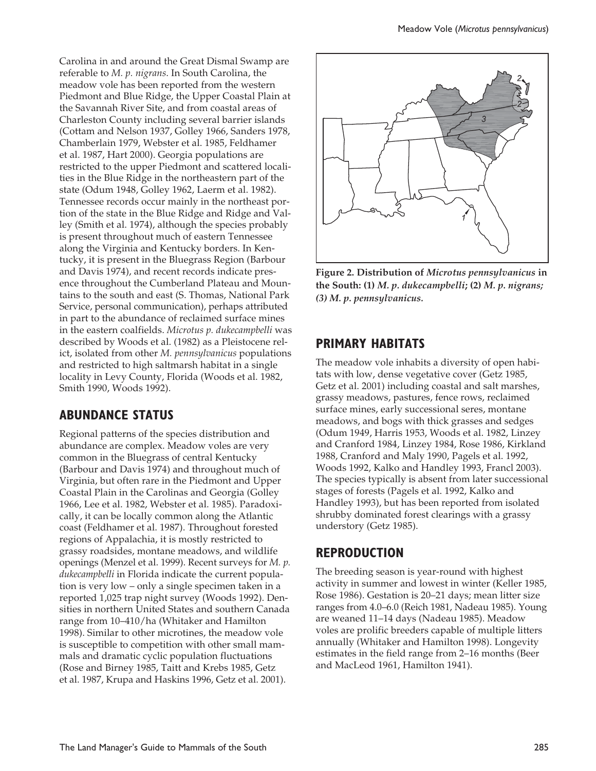Carolina in and around the Great Dismal Swamp are referable to *M. p. nigrans*. In South Carolina, the meadow vole has been reported from the western Piedmont and Blue Ridge, the Upper Coastal Plain at the Savannah River Site, and from coastal areas of Charleston County including several barrier islands (Cottam and Nelson 1937, Golley 1966, Sanders 1978, Chamberlain 1979, Webster et al. 1985, Feldhamer et al. 1987, Hart 2000). Georgia populations are restricted to the upper Piedmont and scattered localities in the Blue Ridge in the northeastern part of the state (Odum 1948, Golley 1962, Laerm et al. 1982). Tennessee records occur mainly in the northeast portion of the state in the Blue Ridge and Ridge and Valley (Smith et al. 1974), although the species probably is present throughout much of eastern Tennessee along the Virginia and Kentucky borders. In Kentucky, it is present in the Bluegrass Region (Barbour and Davis 1974), and recent records indicate presence throughout the Cumberland Plateau and Mountains to the south and east (S. Thomas, National Park Service, personal communication), perhaps attributed in part to the abundance of reclaimed surface mines in the eastern coalfields. *Microtus p. dukecampbelli* was described by Woods et al. (1982) as a Pleistocene relict, isolated from other *M. pennsylvanicus* populations and restricted to high saltmarsh habitat in a single locality in Levy County, Florida (Woods et al. 1982, Smith 1990, Woods 1992).

2

2

3

1

**Figure 2. Distribution of *Microtus pennsylvanicus* in the South: (1) *M. p. dukecampbelli*; (2) *M. p. nigrans*; (3) *M. p. pennsylvanicus*.**

## ABUNDANCE STATUS

Regional patterns of the species distribution and abundance are complex. Meadow voles are very common in the Bluegrass of central Kentucky (Barbour and Davis 1974) and throughout much of Virginia, but often rare in the Piedmont and Upper Coastal Plain in the Carolinas and Georgia (Golley 1966, Lee et al. 1982, Webster et al. 1985). Paradoxically, it can be locally common along the Atlantic coast (Feldhamer et al. 1987). Throughout forested regions of Appalachia, it is mostly restricted to grassy roadsides, montane meadows, and wildlife openings (Menzel et al. 1999). Recent surveys for *M. p. dukecampbelli* in Florida indicate the current population is very low – only a single specimen taken in a reported 1,025 trap night survey (Woods 1992). Densities in northern United States and southern Canada range from 10–410/ha (Whitaker and Hamilton 1998). Similar to other microtines, the meadow vole is susceptible to competition with other small mammals and dramatic cyclic population fluctuations (Rose and Birney 1985, Taitt and Krebs 1985, Getz et al. 1987, Krupa and Haskins 1996, Getz et al. 2001).

## PRIMARY HABITATS

The meadow vole inhabits a diversity of open habitats with low, dense vegetative cover (Getz 1985, Getz et al. 2001) including coastal and salt marshes, grassy meadows, pastures, fence rows, reclaimed surface mines, early successional seres, montane meadows, and bogs with thick grasses and sedges (Odum 1949, Harris 1953, Woods et al. 1982, Linzey and Cranford 1984, Linzey 1984, Rose 1986, Kirkland 1988, Cranford and Maly 1990, Pagels et al. 1992, Woods 1992, Kalko and Handley 1993, Francl 2003). The species typically is absent from later successional stages of forests (Pagels et al. 1992, Kalko and Handley 1993), but has been reported from isolated shrubby dominated forest clearings with a grassy understory (Getz 1985).

## REPRODUCTION

The breeding season is year-round with highest activity in summer and lowest in winter (Keller 1985, Rose 1986). Gestation is 20–21 days; mean litter size ranges from 4.0–6.0 (Reich 1981, Nadeau 1985). Young are weaned 11–14 days (Nadeau 1985). Meadow voles are prolific breeders capable of multiple litters annually (Whitaker and Hamilton 1998). Longevity estimates in the field range from 2–16 months (Beer and MacLeod 1961, Hamilton 1941).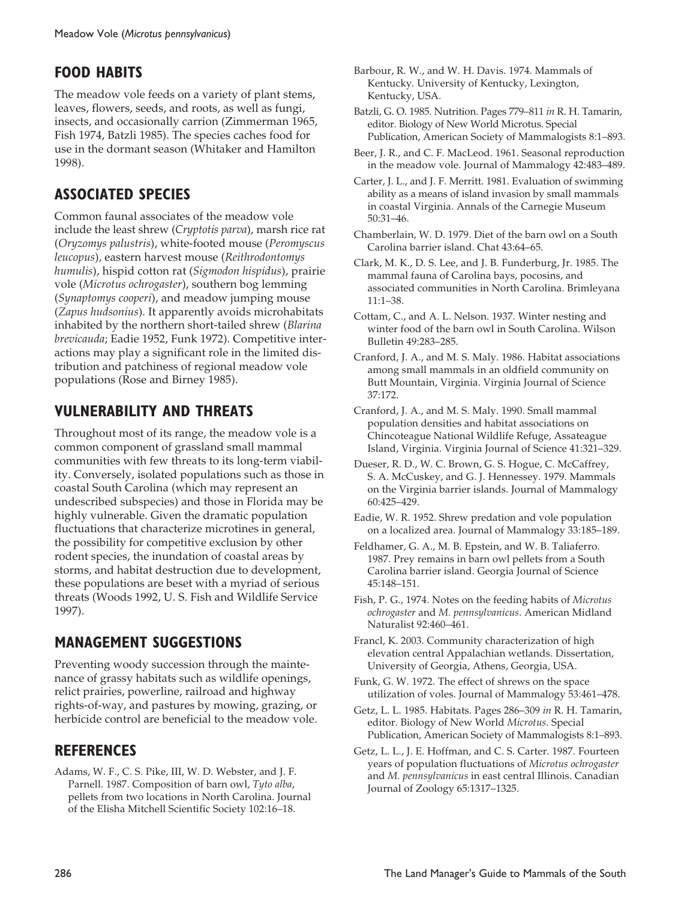## FOOD HABITS

The meadow vole feeds on a variety of plant stems, leaves, flowers, seeds, and roots, as well as fungi, insects, and occasionally carrion (Zimmerman 1965, Fish 1974, Batzli 1985). The species caches food for use in the dormant season (Whitaker and Hamilton 1998).

## ASSOCIATED SPECIES

Common faunal associates of the meadow vole include the least shrew (*Cryptotis parva*), marsh rice rat (*Oryzomys palustris*), white-footed mouse (*Peromyscus leucopus*), eastern harvest mouse (*Reithrodontomys humulis*), hispid cotton rat (*Sigmodon hispidus*), prairie vole (*Microtus ochrogaster*), southern bog lemming (*Synaptomys cooperi*), and meadow jumping mouse (*Zapus hudsonius*). It apparently avoids microhabitats inhabited by the northern short-tailed shrew (*Blarina brevicauda*; Eadie 1952, Funk 1972). Competitive interactions may play a significant role in the limited distribution and patchiness of regional meadow vole populations (Rose and Birney 1985).

## VULNERABILITY AND THREATS

Throughout most of its range, the meadow vole is a common component of grassland small mammal communities with few threats to its long-term viability. Conversely, isolated populations such as those in coastal South Carolina (which may represent an undescribed subspecies) and those in Florida may be highly vulnerable. Given the dramatic population fluctuations that characterize microtines in general, the possibility for competitive exclusion by other rodent species, the inundation of coastal areas by storms, and habitat destruction due to development, these populations are beset with a myriad of serious threats (Woods 1992, U. S. Fish and Wildlife Service 1997).

## MANAGEMENT SUGGESTIONS

Preventing woody succession through the maintenance of grassy habitats such as wildlife openings, relict prairies, powerline, railroad and highway rights-of-way, and pastures by mowing, grazing, or herbicide control are beneficial to the meadow vole.

## REFERENCES

Adams, W. F., C. S. Pike, III, W. D. Webster, and J. F. Parnell. 1987. Composition of barn owl, *Tyto alba*, pellets from two locations in North Carolina. Journal of the Elisha Mitchell Scientific Society 102:16–18.

Barbour, R. W., and W. H. Davis. 1974. Mammals of Kentucky. University of Kentucky, Lexington, Kentucky, USA.

Batzli, G. O. 1985. Nutrition. Pages 779–811 *in* R. H. Tamarin, editor. Biology of New World Microtus. Special Publication, American Society of Mammalogists 8:1–893.

Beer, J. R., and C. F. MacLeod. 1961. Seasonal reproduction in the meadow vole. Journal of Mammalogy 42:483–489.

Carter, J. L., and J. F. Merritt. 1981. Evaluation of swimming ability as a means of island invasion by small mammals in coastal Virginia. Annals of the Carnegie Museum 50:31–46.

Chamberlain, W. D. 1979. Diet of the barn owl on a South Carolina barrier island. Chat 43:64–65.

Clark, M. K., D. S. Lee, and J. B. Funderburg, Jr. 1985. The mammal fauna of Carolina bays, pocosins, and associated communities in North Carolina. Brimleyana 11:1–38.

Cottam, C., and A. L. Nelson. 1937. Winter nesting and winter food of the barn owl in South Carolina. Wilson Bulletin 49:283–285.

Cranford, J. A., and M. S. Maly. 1986. Habitat associations among small mammals in an oldfield community on Butt Mountain, Virginia. Virginia Journal of Science 37:172.

Cranford, J. A., and M. S. Maly. 1990. Small mammal population densities and habitat associations on Chincoteague National Wildlife Refuge, Assateague Island, Virginia. Virginia Journal of Science 41:321–329.

Dueser, R. D., W. C. Brown, G. S. Hogue, C. McCaffrey, S. A. McCuskey, and G. J. Hennessey. 1979. Mammals on the Virginia barrier islands. Journal of Mammalogy 60:425–429.

Eadie, W. R. 1952. Shrew predation and vole population on a localized area. Journal of Mammalogy 33:185–189.

Feldhamer, G. A., M. B. Epstein, and W. B. Taliaferro. 1987. Prey remains in barn owl pellets from a South Carolina barrier island. Georgia Journal of Science 45:148–151.

Fish, P. G., 1974. Notes on the feeding habits of *Microtus ochrogaster* and *M. pennsylvanicus*. American Midland Naturalist 92:460–461.

Francl, K. 2003. Community characterization of high elevation central Appalachian wetlands. Dissertation, University of Georgia, Athens, Georgia, USA.

Funk, G. W. 1972. The effect of shrews on the space utilization of voles. Journal of Mammalogy 53:461–478.

Getz, L. L. 1985. Habitats. Pages 286–309 *in* R. H. Tamarin, editor. Biology of New World *Microtus*. Special Publication, American Society of Mammalogists 8:1–893.

Getz, L. L., J. E. Hoffman, and C. S. Carter. 1987. Fourteen years of population fluctuations of *Microtus ochrogaster* and *M. pennsylvanicus* in east central Illinois. Canadian Journal of Zoology 65:1317–1325.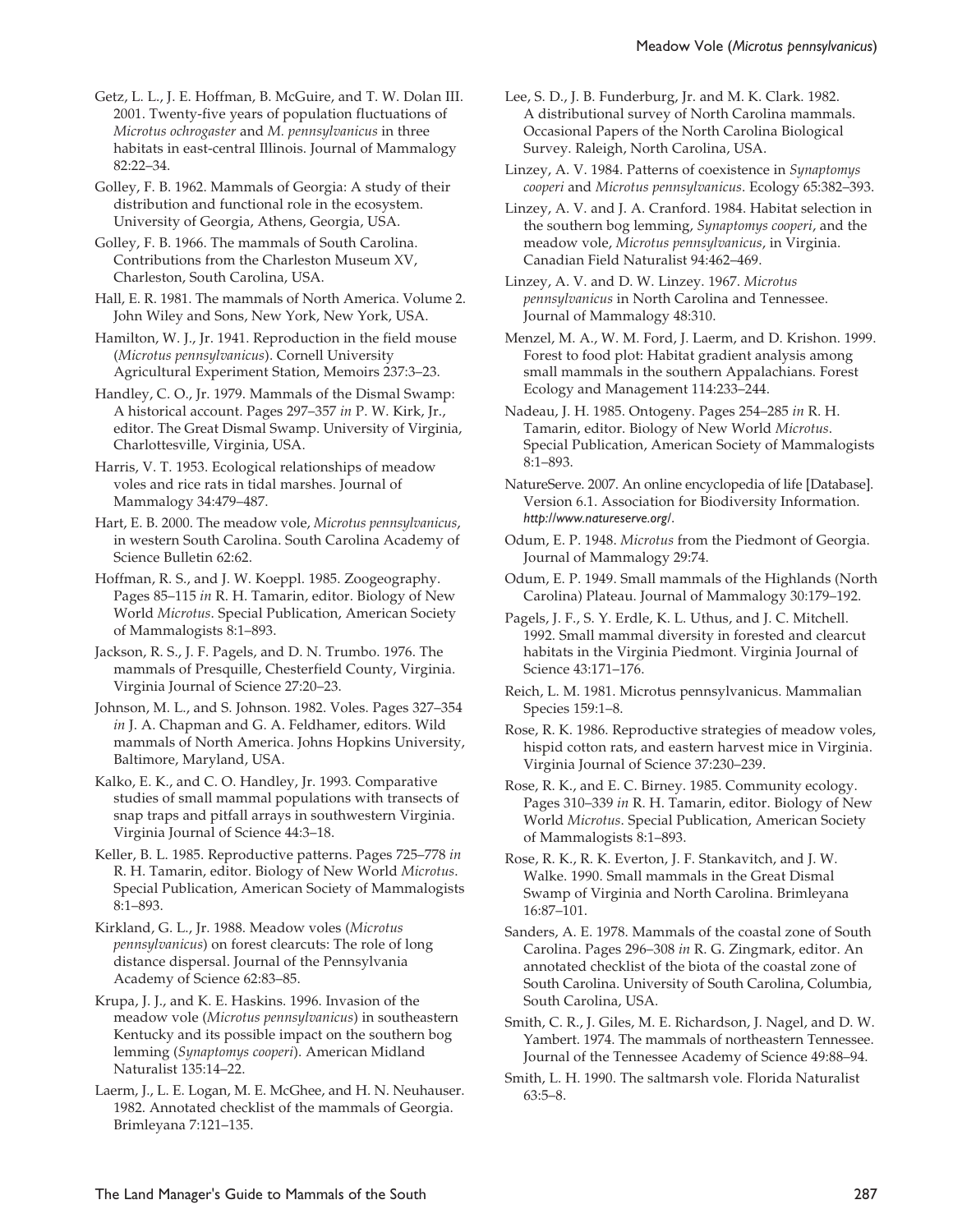Getz, L. L., J. E. Hoffman, B. McGuire, and T. W. Dolan III. 2001. Twenty-five years of population fluctuations of *Microtus ochrogaster* and *M. pennsylvanicus* in three habitats in east-central Illinois. Journal of Mammalogy 82:22–34.

Golley, F. B. 1962. Mammals of Georgia: A study of their distribution and functional role in the ecosystem. University of Georgia, Athens, Georgia, USA.

Golley, F. B. 1966. The mammals of South Carolina. Contributions from the Charleston Museum XV, Charleston, South Carolina, USA.

Hall, E. R. 1981. The mammals of North America. Volume 2. John Wiley and Sons, New York, New York, USA.

Hamilton, W. J., Jr. 1941. Reproduction in the field mouse (*Microtus pennsylvanicus*). Cornell University Agricultural Experiment Station, Memoirs 237:3–23.

Handley, C. O., Jr. 1979. Mammals of the Dismal Swamp: A historical account. Pages 297–357 *in* P. W. Kirk, Jr., editor. The Great Dismal Swamp. University of Virginia, Charlottesville, Virginia, USA.

Harris, V. T. 1953. Ecological relationships of meadow voles and rice rats in tidal marshes. Journal of Mammalogy 34:479–487.

Hart, E. B. 2000. The meadow vole, *Microtus pennsylvanicus*, in western South Carolina. South Carolina Academy of Science Bulletin 62:62.

Hoffman, R. S., and J. W. Koeppl. 1985. Zoogeography. Pages 85–115 *in* R. H. Tamarin, editor. Biology of New World *Microtus*. Special Publication, American Society of Mammalogists 8:1–893.

Jackson, R. S., J. F. Pagels, and D. N. Trumbo. 1976. The mammals of Presquille, Chesterfield County, Virginia. Virginia Journal of Science 27:20–23.

Johnson, M. L., and S. Johnson. 1982. Voles. Pages 327–354 *in* J. A. Chapman and G. A. Feldhamer, editors. Wild mammals of North America. Johns Hopkins University, Baltimore, Maryland, USA.

Kalko, E. K., and C. O. Handley, Jr. 1993. Comparative studies of small mammal populations with transects of snap traps and pitfall arrays in southwestern Virginia. Virginia Journal of Science 44:3–18.

Keller, B. L. 1985. Reproductive patterns. Pages 725–778 *in* R. H. Tamarin, editor. Biology of New World *Microtus*. Special Publication, American Society of Mammalogists 8:1–893.

Kirkland, G. L., Jr. 1988. Meadow voles (*Microtus pennsylvanicus*) on forest clearcuts: The role of long distance dispersal. Journal of the Pennsylvania Academy of Science 62:83–85.

Krupa, J. J., and K. E. Haskins. 1996. Invasion of the meadow vole (*Microtus pennsylvanicus*) in southeastern Kentucky and its possible impact on the southern bog lemming (*Synaptomys cooperi*). American Midland Naturalist 135:14–22.

Laerm, J., L. E. Logan, M. E. McGhee, and H. N. Neuhauser. 1982. Annotated checklist of the mammals of Georgia. Brimleyana 7:121–135.

Lee, S. D., J. B. Funderburg, Jr. and M. K. Clark. 1982. A distributional survey of North Carolina mammals. Occasional Papers of the North Carolina Biological Survey. Raleigh, North Carolina, USA.

Linzey, A. V. 1984. Patterns of coexistence in *Synaptomys cooperi* and *Microtus pennsylvanicus*. Ecology 65:382–393.

Linzey, A. V. and J. A. Cranford. 1984. Habitat selection in the southern bog lemming, *Synaptomys cooperi*, and the meadow vole, *Microtus pennsylvanicus*, in Virginia. Canadian Field Naturalist 94:462–469.

Linzey, A. V. and D. W. Linzey. 1967. *Microtus pennsylvanicus* in North Carolina and Tennessee. Journal of Mammalogy 48:310.

Menzel, M. A., W. M. Ford, J. Laerm, and D. Krishon. 1999. Forest to food plot: Habitat gradient analysis among small mammals in the southern Appalachians. Forest Ecology and Management 114:233–244.

Nadeau, J. H. 1985. Ontogeny. Pages 254–285 *in* R. H. Tamarin, editor. Biology of New World *Microtus*. Special Publication, American Society of Mammalogists 8:1–893.

NatureServe. 2007. An online encyclopedia of life [Database]. Version 6.1. Association for Biodiversity Information. *http://www.natureserve.org/*.

Odum, E. P. 1948. *Microtus* from the Piedmont of Georgia. Journal of Mammalogy 29:74.

Odum, E. P. 1949. Small mammals of the Highlands (North Carolina) Plateau. Journal of Mammalogy 30:179–192.

Pagels, J. F., S. Y. Erdle, K. L. Uthus, and J. C. Mitchell. 1992. Small mammal diversity in forested and clearcut habitats in the Virginia Piedmont. Virginia Journal of Science 43:171–176.

Reich, L. M. 1981. Microtus pennsylvanicus. Mammalian Species 159:1–8.

Rose, R. K. 1986. Reproductive strategies of meadow voles, hispid cotton rats, and eastern harvest mice in Virginia. Virginia Journal of Science 37:230–239.

Rose, R. K., and E. C. Birney. 1985. Community ecology. Pages 310–339 *in* R. H. Tamarin, editor. Biology of New World *Microtus*. Special Publication, American Society of Mammalogists 8:1–893.

Rose, R. K., R. K. Everton, J. F. Stankavitch, and J. W. Walke. 1990. Small mammals in the Great Dismal Swamp of Virginia and North Carolina. Brimleyana 16:87–101.

Sanders, A. E. 1978. Mammals of the coastal zone of South Carolina. Pages 296–308 *in* R. G. Zingmark, editor. An annotated checklist of the biota of the coastal zone of South Carolina. University of South Carolina, Columbia, South Carolina, USA.

Smith, C. R., J. Giles, M. E. Richardson, J. Nagel, and D. W. Yambert. 1974. The mammals of northeastern Tennessee. Journal of the Tennessee Academy of Science 49:88–94.

Smith, L. H. 1990. The saltmarsh vole. Florida Naturalist 63:5–8.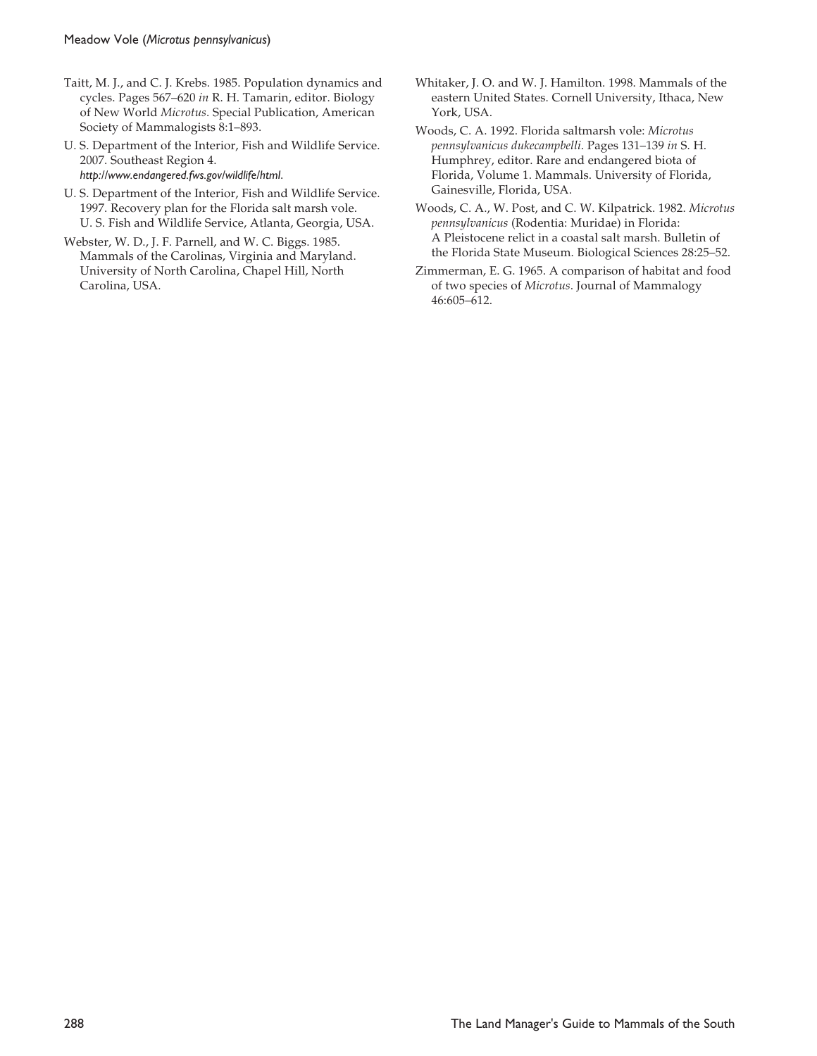Taitt, M. J., and C. J. Krebs. 1985. Population dynamics and cycles. Pages 567–620 *in* R. H. Tamarin, editor. Biology of New World *Microtus*. Special Publication, American Society of Mammalogists 8:1–893.

U. S. Department of the Interior, Fish and Wildlife Service. 2007. Southeast Region 4. *http://www.endangered.fws.gov/wildlife/html*.

U. S. Department of the Interior, Fish and Wildlife Service. 1997. Recovery plan for the Florida salt marsh vole. U. S. Fish and Wildlife Service, Atlanta, Georgia, USA.

Webster, W. D., J. F. Parnell, and W. C. Biggs. 1985. Mammals of the Carolinas, Virginia and Maryland. University of North Carolina, Chapel Hill, North Carolina, USA.

Whitaker, J. O. and W. J. Hamilton. 1998. Mammals of the eastern United States. Cornell University, Ithaca, New York, USA.

Woods, C. A. 1992. Florida saltmarsh vole: *Microtus pennsylvanicus dukecampbelli*. Pages 131–139 *in* S. H. Humphrey, editor. Rare and endangered biota of Florida, Volume 1. Mammals. University of Florida, Gainesville, Florida, USA.

Woods, C. A., W. Post, and C. W. Kilpatrick. 1982. *Microtus pennsylvanicus* (Rodentia: Muridae) in Florida: A Pleistocene relict in a coastal salt marsh. Bulletin of the Florida State Museum. Biological Sciences 28:25–52.

Zimmerman, E. G. 1965. A comparison of habitat and food of two species of *Microtus*. Journal of Mammalogy 46:605–612.